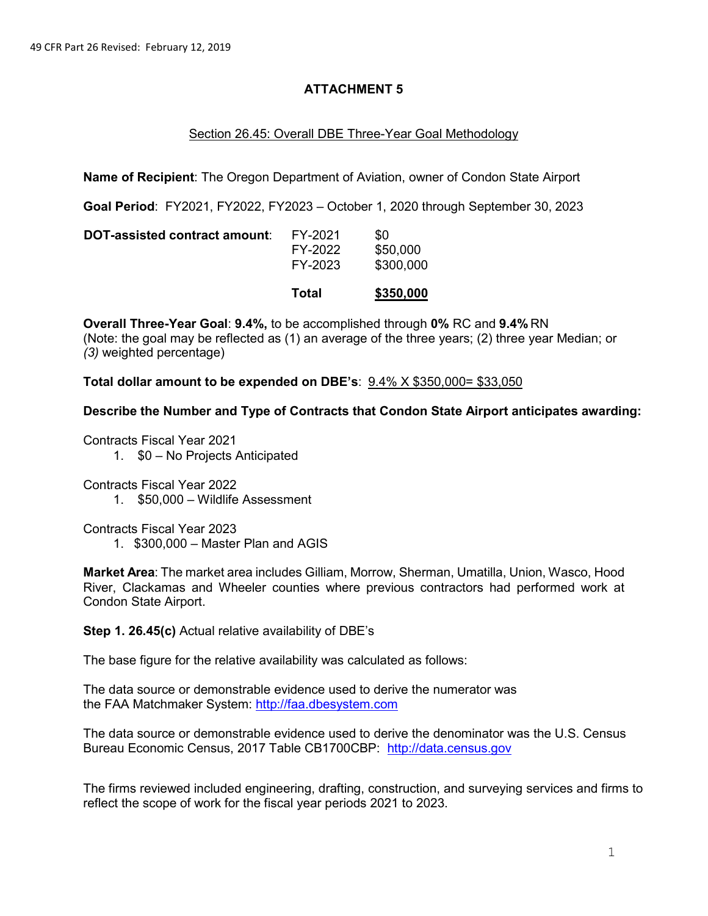# ATTACHMENT 5

## Section 26.45: Overall DBE Three-Year Goal Methodology

**Name of Recipient**: The Oregon Department of Aviation, owner of Condon State Airport

**Goal Period**: FY2021, FY2022, FY2023 – October 1, 2020 through September 30, 2023

| **DOT-assisted contract amount**: | FY-2021 | $0 |
|---|---|---|
| | FY-2022 | $50,000 |
| | FY-2023 | $300,000 |
| | **Total** | **$350,000** |

**Overall Three-Year Goal**: **9.4%,** to be accomplished through **0%** RC and **9.4%** RN
(Note: the goal may be reflected as (1) an average of the three years; (2) three year Median; or *(3)* weighted percentage)

**Total dollar amount to be expended on DBE's**: 9.4% X $350,000= $33,050

**Describe the Number and Type of Contracts that Condon State Airport anticipates awarding:**

Contracts Fiscal Year 2021

1. $0 – No Projects Anticipated

Contracts Fiscal Year 2022

1. $50,000 – Wildlife Assessment

Contracts Fiscal Year 2023

1. $300,000 – Master Plan and AGIS

**Market Area**: The market area includes Gilliam, Morrow, Sherman, Umatilla, Union, Wasco, Hood River, Clackamas and Wheeler counties where previous contractors had performed work at Condon State Airport.

**Step 1. 26.45(c)** Actual relative availability of DBE's

The base figure for the relative availability was calculated as follows:

The data source or demonstrable evidence used to derive the numerator was the FAA Matchmaker System: http://faa.dbesystem.com

The data source or demonstrable evidence used to derive the denominator was the U.S. Census Bureau Economic Census, 2017 Table CB1700CBP: http://data.census.gov

The firms reviewed included engineering, drafting, construction, and surveying services and firms to reflect the scope of work for the fiscal year periods 2021 to 2023.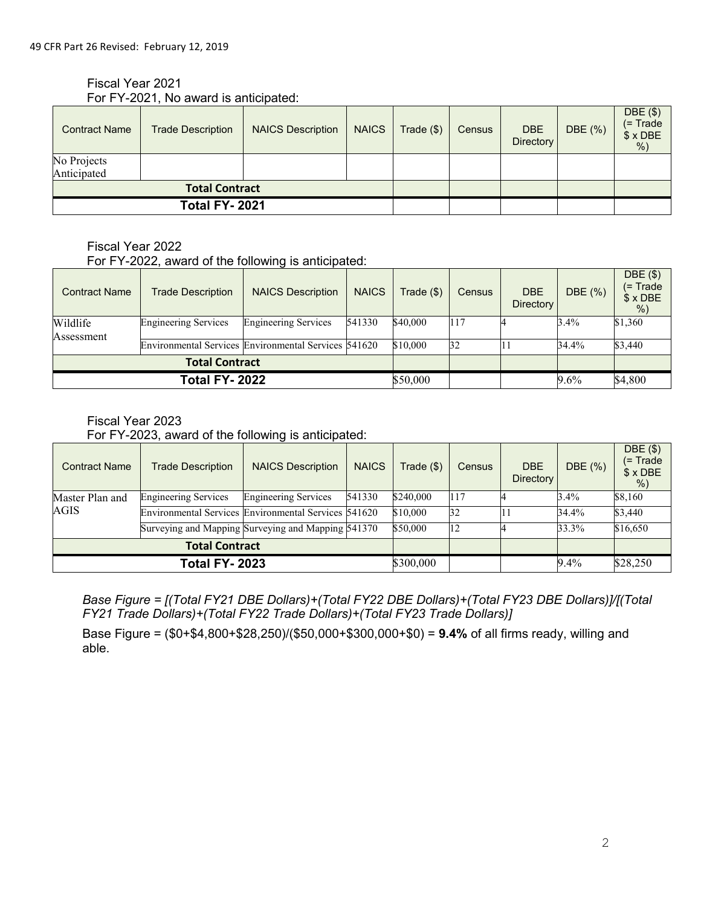Fiscal Year 2021

For FY-2021, No award is anticipated:

| Contract Name | Trade Description | NAICS Description | NAICS | Trade ($) | Census | DBE Directory | DBE (%) | DBE ($) (= Trade $ x DBE %) |
|---|---|---|---|---|---|---|---|---|
| No Projects Anticipated | | | | | | | | |
| **Total Contract** | | | | | | | | |
| **Total FY- 2021** | | | | | | | | |

Fiscal Year 2022

For FY-2022, award of the following is anticipated:

| Contract Name | Trade Description | NAICS Description | NAICS | Trade ($) | Census | DBE Directory | DBE (%) | DBE ($) (= Trade $ x DBE %) |
|---|---|---|---|---|---|---|---|---|
| Wildlife Assessment | Engineering Services | Engineering Services | 541330 | $40,000 | 117 | 4 | 3.4% | $1,360 |
| | Environmental Services | Environmental Services | 541620 | $10,000 | 32 | 11 | 34.4% | $3,440 |
| **Total Contract** | | | | | | | | |
| **Total FY- 2022** | | | | $50,000 | | | 9.6% | $4,800 |

Fiscal Year 2023

For FY-2023, award of the following is anticipated:

| Contract Name | Trade Description | NAICS Description | NAICS | Trade ($) | Census | DBE Directory | DBE (%) | DBE ($) (= Trade $ x DBE %) |
|---|---|---|---|---|---|---|---|---|
| Master Plan and AGIS | Engineering Services | Engineering Services | 541330 | $240,000 | 117 | 4 | 3.4% | $8,160 |
| | Environmental Services | Environmental Services | 541620 | $10,000 | 32 | 11 | 34.4% | $3,440 |
| | Surveying and Mapping | Surveying and Mapping | 541370 | $50,000 | 12 | 4 | 33.3% | $16,650 |
| **Total Contract** | | | | | | | | |
| **Total FY- 2023** | | | | $300,000 | | | 9.4% | $28,250 |

*Base Figure = [(Total FY21 DBE Dollars)+(Total FY22 DBE Dollars)+(Total FY23 DBE Dollars)]/[(Total FY21 Trade Dollars)+(Total FY22 Trade Dollars)+(Total FY23 Trade Dollars)]*

Base Figure = ($0+$4,800+$28,250)/($50,000+$300,000+$0) = **9.4%** of all firms ready, willing and able.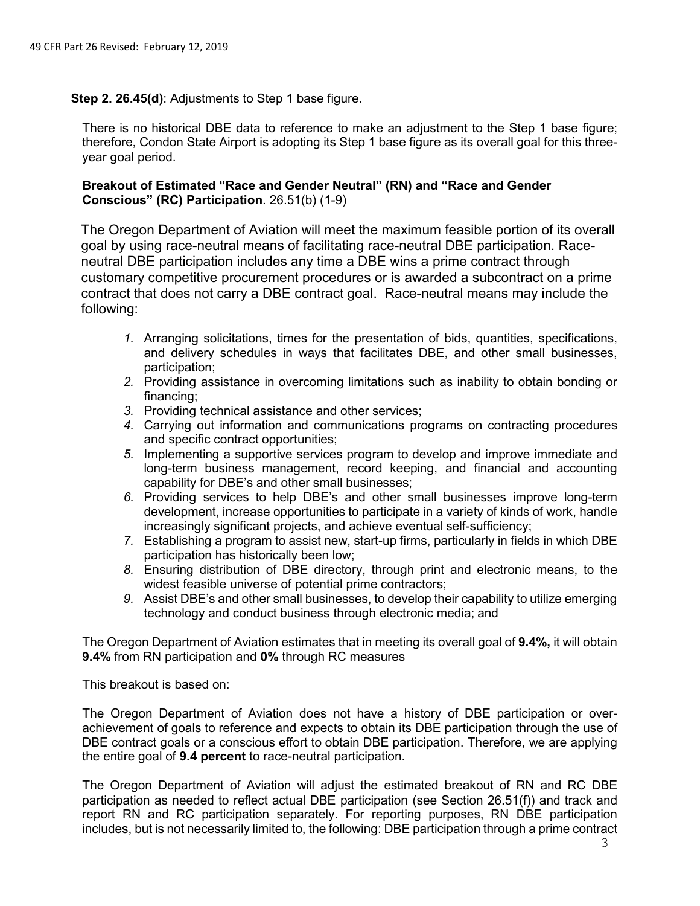**Step 2. 26.45(d)**: Adjustments to Step 1 base figure.

There is no historical DBE data to reference to make an adjustment to the Step 1 base figure; therefore, Condon State Airport is adopting its Step 1 base figure as its overall goal for this three-year goal period.

**Breakout of Estimated "Race and Gender Neutral" (RN) and "Race and Gender Conscious" (RC) Participation**. 26.51(b) (1-9)

The Oregon Department of Aviation will meet the maximum feasible portion of its overall goal by using race-neutral means of facilitating race-neutral DBE participation. Race-neutral DBE participation includes any time a DBE wins a prime contract through customary competitive procurement procedures or is awarded a subcontract on a prime contract that does not carry a DBE contract goal. Race-neutral means may include the following:

1. Arranging solicitations, times for the presentation of bids, quantities, specifications, and delivery schedules in ways that facilitates DBE, and other small businesses, participation;
2. Providing assistance in overcoming limitations such as inability to obtain bonding or financing;
3. Providing technical assistance and other services;
4. Carrying out information and communications programs on contracting procedures and specific contract opportunities;
5. Implementing a supportive services program to develop and improve immediate and long-term business management, record keeping, and financial and accounting capability for DBE's and other small businesses;
6. Providing services to help DBE's and other small businesses improve long-term development, increase opportunities to participate in a variety of kinds of work, handle increasingly significant projects, and achieve eventual self-sufficiency;
7. Establishing a program to assist new, start-up firms, particularly in fields in which DBE participation has historically been low;
8. Ensuring distribution of DBE directory, through print and electronic means, to the widest feasible universe of potential prime contractors;
9. Assist DBE's and other small businesses, to develop their capability to utilize emerging technology and conduct business through electronic media; and

The Oregon Department of Aviation estimates that in meeting its overall goal of **9.4%,** it will obtain **9.4%** from RN participation and **0%** through RC measures

This breakout is based on:

The Oregon Department of Aviation does not have a history of DBE participation or over-achievement of goals to reference and expects to obtain its DBE participation through the use of DBE contract goals or a conscious effort to obtain DBE participation. Therefore, we are applying the entire goal of **9.4 percent** to race-neutral participation.

The Oregon Department of Aviation will adjust the estimated breakout of RN and RC DBE participation as needed to reflect actual DBE participation (see Section 26.51(f)) and track and report RN and RC participation separately. For reporting purposes, RN DBE participation includes, but is not necessarily limited to, the following: DBE participation through a prime contract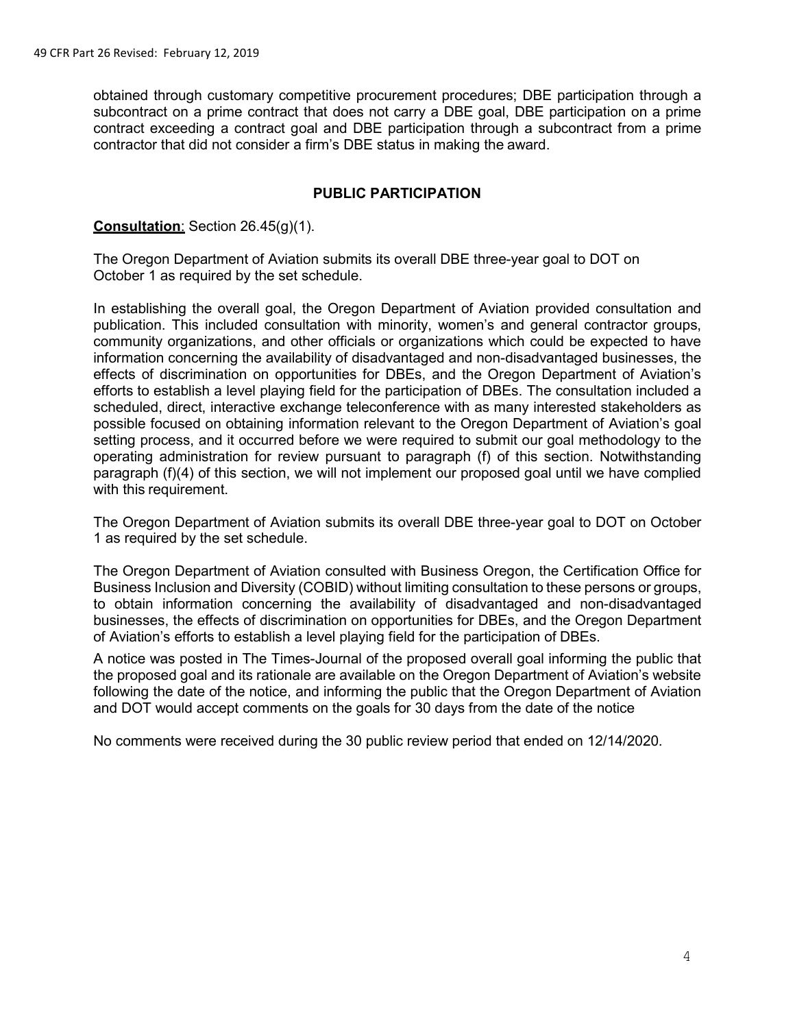obtained through customary competitive procurement procedures; DBE participation through a subcontract on a prime contract that does not carry a DBE goal, DBE participation on a prime contract exceeding a contract goal and DBE participation through a subcontract from a prime contractor that did not consider a firm's DBE status in making the award.

## PUBLIC PARTICIPATION

**Consultation**: Section 26.45(g)(1).

The Oregon Department of Aviation submits its overall DBE three-year goal to DOT on October 1 as required by the set schedule.

In establishing the overall goal, the Oregon Department of Aviation provided consultation and publication. This included consultation with minority, women's and general contractor groups, community organizations, and other officials or organizations which could be expected to have information concerning the availability of disadvantaged and non-disadvantaged businesses, the effects of discrimination on opportunities for DBEs, and the Oregon Department of Aviation's efforts to establish a level playing field for the participation of DBEs. The consultation included a scheduled, direct, interactive exchange teleconference with as many interested stakeholders as possible focused on obtaining information relevant to the Oregon Department of Aviation's goal setting process, and it occurred before we were required to submit our goal methodology to the operating administration for review pursuant to paragraph (f) of this section. Notwithstanding paragraph (f)(4) of this section, we will not implement our proposed goal until we have complied with this requirement.

The Oregon Department of Aviation submits its overall DBE three-year goal to DOT on October 1 as required by the set schedule.

The Oregon Department of Aviation consulted with Business Oregon, the Certification Office for Business Inclusion and Diversity (COBID) without limiting consultation to these persons or groups, to obtain information concerning the availability of disadvantaged and non-disadvantaged businesses, the effects of discrimination on opportunities for DBEs, and the Oregon Department of Aviation's efforts to establish a level playing field for the participation of DBEs.

A notice was posted in The Times-Journal of the proposed overall goal informing the public that the proposed goal and its rationale are available on the Oregon Department of Aviation's website following the date of the notice, and informing the public that the Oregon Department of Aviation and DOT would accept comments on the goals for 30 days from the date of the notice

No comments were received during the 30 public review period that ended on 12/14/2020.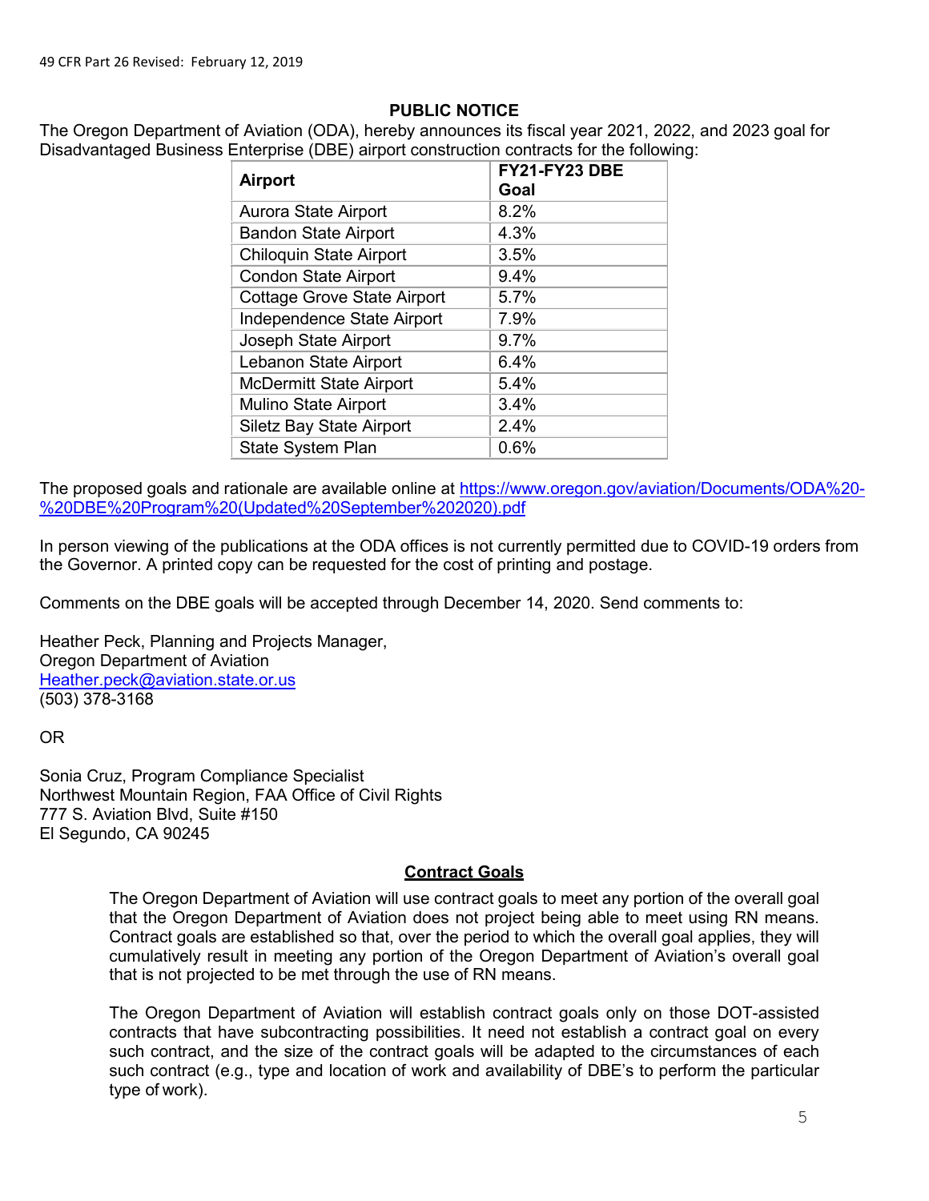## PUBLIC NOTICE

The Oregon Department of Aviation (ODA), hereby announces its fiscal year 2021, 2022, and 2023 goal for Disadvantaged Business Enterprise (DBE) airport construction contracts for the following:

| Airport | FY21-FY23 DBE Goal |
|---|---|
| Aurora State Airport | 8.2% |
| Bandon State Airport | 4.3% |
| Chiloquin State Airport | 3.5% |
| Condon State Airport | 9.4% |
| Cottage Grove State Airport | 5.7% |
| Independence State Airport | 7.9% |
| Joseph State Airport | 9.7% |
| Lebanon State Airport | 6.4% |
| McDermitt State Airport | 5.4% |
| Mulino State Airport | 3.4% |
| Siletz Bay State Airport | 2.4% |
| State System Plan | 0.6% |

The proposed goals and rationale are available online at https://www.oregon.gov/aviation/Documents/ODA%20-%20DBE%20Program%20(Updated%20September%202020).pdf

In person viewing of the publications at the ODA offices is not currently permitted due to COVID-19 orders from the Governor. A printed copy can be requested for the cost of printing and postage.

Comments on the DBE goals will be accepted through December 14, 2020. Send comments to:

Heather Peck, Planning and Projects Manager,
Oregon Department of Aviation
Heather.peck@aviation.state.or.us
(503) 378-3168

OR

Sonia Cruz, Program Compliance Specialist
Northwest Mountain Region, FAA Office of Civil Rights
777 S. Aviation Blvd, Suite #150
El Segundo, CA 90245

## Contract Goals

The Oregon Department of Aviation will use contract goals to meet any portion of the overall goal that the Oregon Department of Aviation does not project being able to meet using RN means. Contract goals are established so that, over the period to which the overall goal applies, they will cumulatively result in meeting any portion of the Oregon Department of Aviation's overall goal that is not projected to be met through the use of RN means.

The Oregon Department of Aviation will establish contract goals only on those DOT-assisted contracts that have subcontracting possibilities. It need not establish a contract goal on every such contract, and the size of the contract goals will be adapted to the circumstances of each such contract (e.g., type and location of work and availability of DBE's to perform the particular type of work).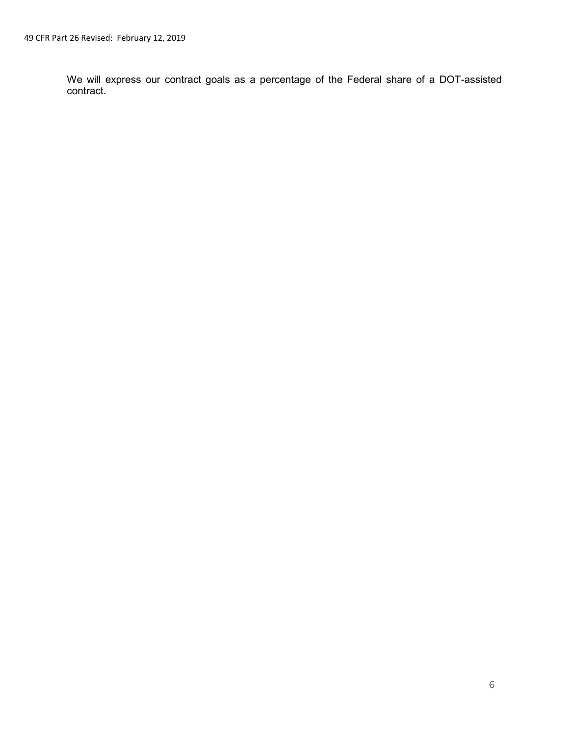We will express our contract goals as a percentage of the Federal share of a DOT-assisted contract.